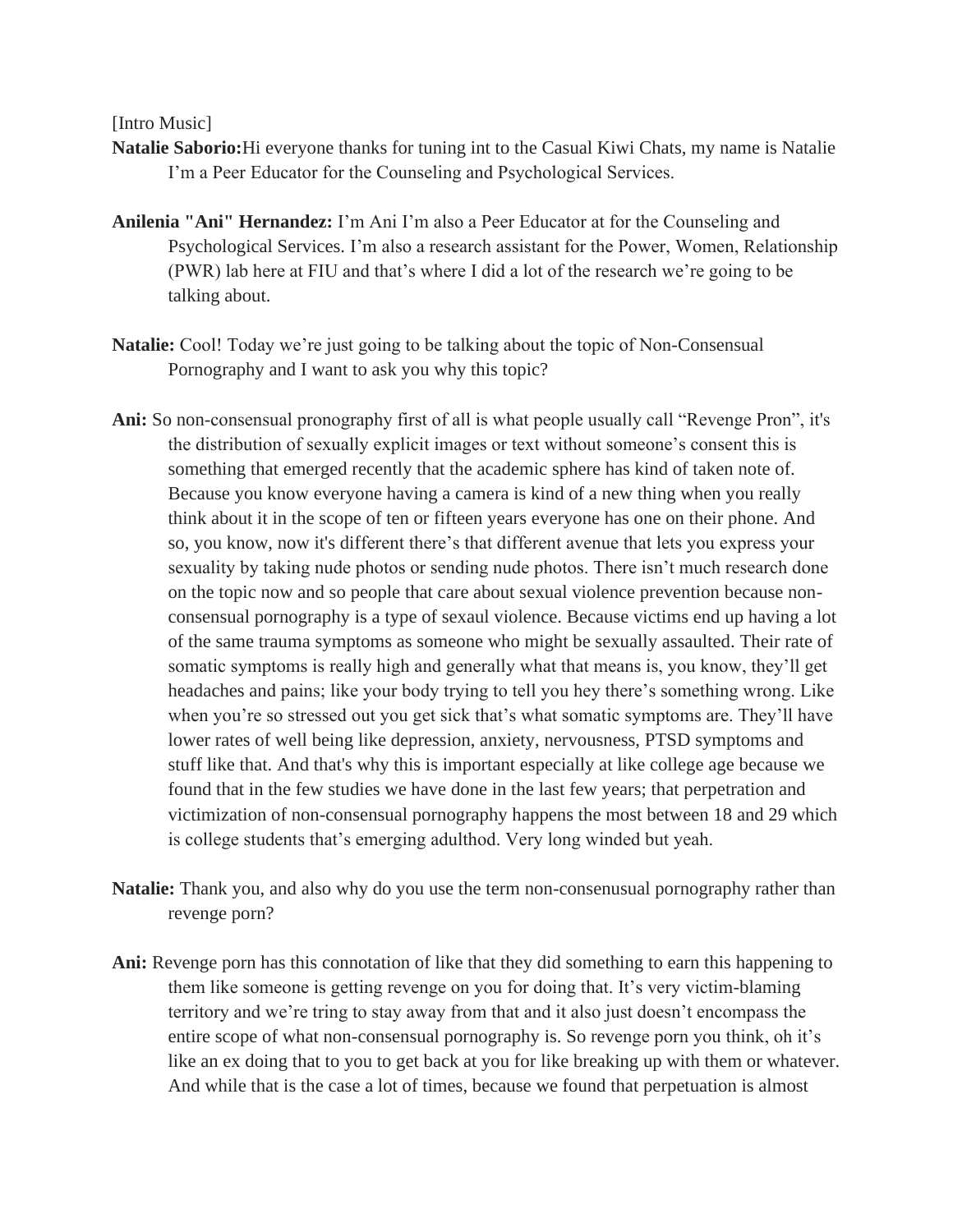[Intro Music]

**Natalie Saborio:**Hi everyone thanks for tuning int to the Casual Kiwi Chats, my name is Natalie I'm a Peer Educator for the Counseling and Psychological Services.

**Anilenia "Ani" Hernandez:** I'm Ani I'm also a Peer Educator at for the Counseling and Psychological Services. I'm also a research assistant for the Power, Women, Relationship (PWR) lab here at FIU and that's where I did a lot of the research we're going to be talking about.

**Natalie:** Cool! Today we're just going to be talking about the topic of Non-Consensual Pornography and I want to ask you why this topic?

**Ani:** So non-consensual pronography first of all is what people usually call "Revenge Pron", it's the distribution of sexually explicit images or text without someone's consent this is something that emerged recently that the academic sphere has kind of taken note of. Because you know everyone having a camera is kind of a new thing when you really think about it in the scope of ten or fifteen years everyone has one on their phone. And so, you know, now it's different there's that different avenue that lets you express your sexuality by taking nude photos or sending nude photos. There isn't much research done on the topic now and so people that care about sexual violence prevention because non-consensual pornography is a type of sexaul violence. Because victims end up having a lot of the same trauma symptoms as someone who might be sexually assaulted. Their rate of somatic symptoms is really high and generally what that means is, you know, they'll get headaches and pains; like your body trying to tell you hey there's something wrong. Like when you're so stressed out you get sick that's what somatic symptoms are. They'll have lower rates of well being like depression, anxiety, nervousness, PTSD symptoms and stuff like that. And that's why this is important especially at like college age because we found that in the few studies we have done in the last few years; that perpetration and victimization of non-consensual pornography happens the most between 18 and 29 which is college students that's emerging adulthod. Very long winded but yeah.

**Natalie:** Thank you, and also why do you use the term non-consenusual pornography rather than revenge porn?

**Ani:** Revenge porn has this connotation of like that they did something to earn this happening to them like someone is getting revenge on you for doing that. It's very victim-blaming territory and we're tring to stay away from that and it also just doesn't encompass the entire scope of what non-consensual pornography is. So revenge porn you think, oh it's like an ex doing that to you to get back at you for like breaking up with them or whatever. And while that is the case a lot of times, because we found that perpetuation is almost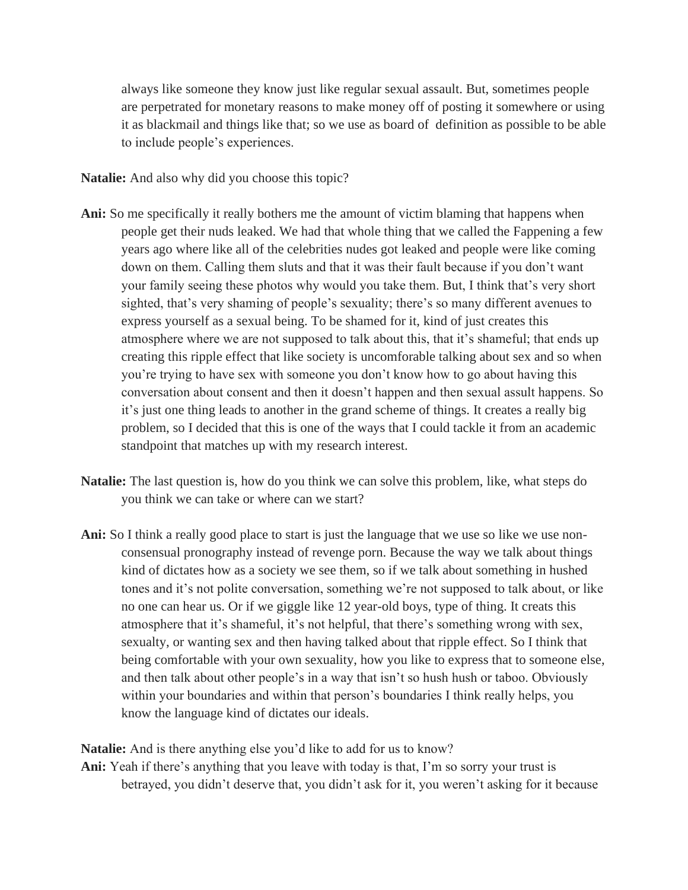always like someone they know just like regular sexual assault. But, sometimes people are perpetrated for monetary reasons to make money off of posting it somewhere or using it as blackmail and things like that; so we use as board of  definition as possible to be able to include people's experiences.

**Natalie:** And also why did you choose this topic?

**Ani:** So me specifically it really bothers me the amount of victim blaming that happens when people get their nuds leaked. We had that whole thing that we called the Fappening a few years ago where like all of the celebrities nudes got leaked and people were like coming down on them. Calling them sluts and that it was their fault because if you don't want your family seeing these photos why would you take them. But, I think that's very short sighted, that's very shaming of people's sexuality; there's so many different avenues to express yourself as a sexual being. To be shamed for it, kind of just creates this atmosphere where we are not supposed to talk about this, that it's shameful; that ends up creating this ripple effect that like society is uncomforable talking about sex and so when you're trying to have sex with someone you don't know how to go about having this conversation about consent and then it doesn't happen and then sexual assult happens. So it's just one thing leads to another in the grand scheme of things. It creates a really big problem, so I decided that this is one of the ways that I could tackle it from an academic standpoint that matches up with my research interest.

**Natalie:** The last question is, how do you think we can solve this problem, like, what steps do you think we can take or where can we start?

**Ani:** So I think a really good place to start is just the language that we use so like we use non-consensual pronography instead of revenge porn. Because the way we talk about things kind of dictates how as a society we see them, so if we talk about something in hushed tones and it's not polite conversation, something we're not supposed to talk about, or like no one can hear us. Or if we giggle like 12 year-old boys, type of thing. It creats this atmosphere that it's shameful, it's not helpful, that there's something wrong with sex, sexualty, or wanting sex and then having talked about that ripple effect. So I think that being comfortable with your own sexuality, how you like to express that to someone else, and then talk about other people's in a way that isn't so hush hush or taboo. Obviously within your boundaries and within that person's boundaries I think really helps, you know the language kind of dictates our ideals.

**Natalie:** And is there anything else you'd like to add for us to know?

**Ani:** Yeah if there's anything that you leave with today is that, I'm so sorry your trust is betrayed, you didn't deserve that, you didn't ask for it, you weren't asking for it because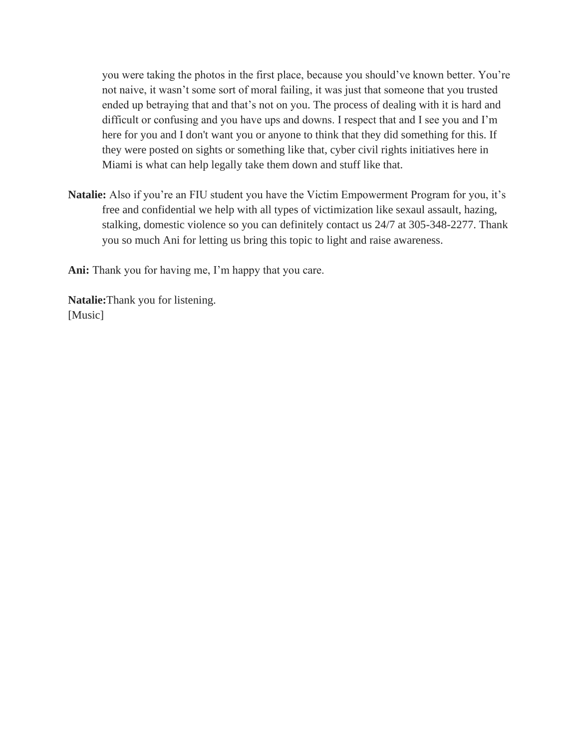you were taking the photos in the first place, because you should've known better. You're not naive, it wasn't some sort of moral failing, it was just that someone that you trusted ended up betraying that and that's not on you. The process of dealing with it is hard and difficult or confusing and you have ups and downs. I respect that and I see you and I'm here for you and I don't want you or anyone to think that they did something for this. If they were posted on sights or something like that, cyber civil rights initiatives here in Miami is what can help legally take them down and stuff like that.

**Natalie:** Also if you're an FIU student you have the Victim Empowerment Program for you, it's free and confidential we help with all types of victimization like sexaul assault, hazing, stalking, domestic violence so you can definitely contact us 24/7 at 305-348-2277. Thank you so much Ani for letting us bring this topic to light and raise awareness.

**Ani:** Thank you for having me, I'm happy that you care.

**Natalie:**Thank you for listening.
[Music]